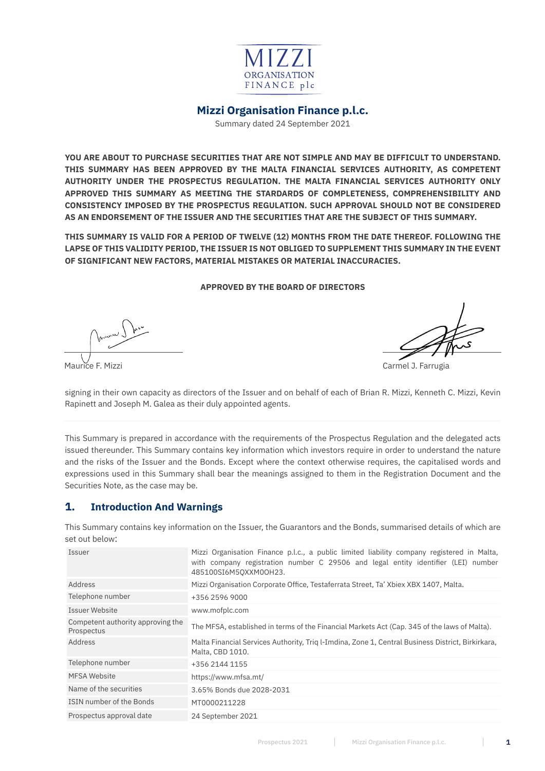MIZZI ORGANISATION FINANCE plc

## Mizzi Organisation Finance p.l.c.

Summary dated 24 September 2021

**YOU ARE ABOUT TO PURCHASE SECURITIES THAT ARE NOT SIMPLE AND MAY BE DIFFICULT TO UNDERSTAND. THIS SUMMARY HAS BEEN APPROVED BY THE MALTA FINANCIAL SERVICES AUTHORITY, AS COMPETENT AUTHORITY UNDER THE PROSPECTUS REGULATION. THE MALTA FINANCIAL SERVICES AUTHORITY ONLY APPROVED THIS SUMMARY AS MEETING THE STARDARDS OF COMPLETENESS, COMPREHENSIBILITY AND CONSISTENCY IMPOSED BY THE PROSPECTUS REGULATION. SUCH APPROVAL SHOULD NOT BE CONSIDERED AS AN ENDORSEMENT OF THE ISSUER AND THE SECURITIES THAT ARE THE SUBJECT OF THIS SUMMARY.**

**THIS SUMMARY IS VALID FOR A PERIOD OF TWELVE (12) MONTHS FROM THE DATE THEREOF. FOLLOWING THE LAPSE OF THIS VALIDITY PERIOD, THE ISSUER IS NOT OBLIGED TO SUPPLEMENT THIS SUMMARY IN THE EVENT OF SIGNIFICANT NEW FACTORS, MATERIAL MISTAKES OR MATERIAL INACCURACIES.**

**APPROVED BY THE BOARD OF DIRECTORS**

Maurice F. Mizzi

Carmel J. Farrugia

signing in their own capacity as directors of the Issuer and on behalf of each of Brian R. Mizzi, Kenneth C. Mizzi, Kevin Rapinett and Joseph M. Galea as their duly appointed agents.

This Summary is prepared in accordance with the requirements of the Prospectus Regulation and the delegated acts issued thereunder. This Summary contains key information which investors require in order to understand the nature and the risks of the Issuer and the Bonds. Except where the context otherwise requires, the capitalised words and expressions used in this Summary shall bear the meanings assigned to them in the Registration Document and the Securities Note, as the case may be.

## 1. Introduction And Warnings

This Summary contains key information on the Issuer, the Guarantors and the Bonds, summarised details of which are set out below:

| | |
|---|---|
| Issuer | Mizzi Organisation Finance p.l.c., a public limited liability company registered in Malta, with company registration number C 29506 and legal entity identifier (LEI) number 485100SI6M5QXXM0OH23. |
| Address | Mizzi Organisation Corporate Office, Testaferrata Street, Ta' Xbiex XBX 1407, Malta. |
| Telephone number | +356 2596 9000 |
| Issuer Website | www.mofplc.com |
| Competent authority approving the Prospectus | The MFSA, established in terms of the Financial Markets Act (Cap. 345 of the laws of Malta). |
| Address | Malta Financial Services Authority, Triq l-Imdina, Zone 1, Central Business District, Birkirkara, Malta, CBD 1010. |
| Telephone number | +356 2144 1155 |
| MFSA Website | https://www.mfsa.mt/ |
| Name of the securities | 3.65% Bonds due 2028-2031 |
| ISIN number of the Bonds | MT0000211228 |
| Prospectus approval date | 24 September 2021 |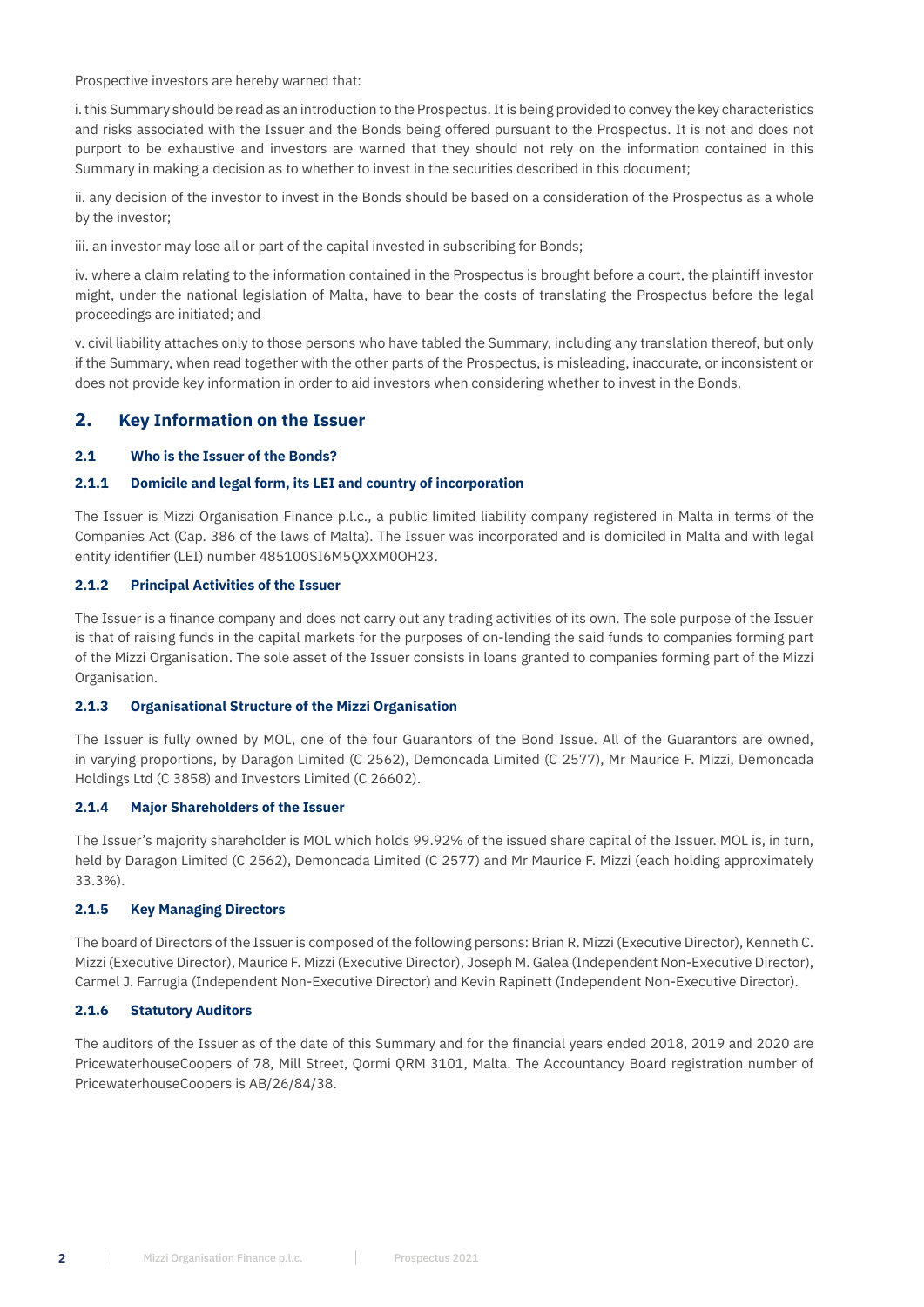Prospective investors are hereby warned that:

i. this Summary should be read as an introduction to the Prospectus. It is being provided to convey the key characteristics and risks associated with the Issuer and the Bonds being offered pursuant to the Prospectus. It is not and does not purport to be exhaustive and investors are warned that they should not rely on the information contained in this Summary in making a decision as to whether to invest in the securities described in this document;

ii. any decision of the investor to invest in the Bonds should be based on a consideration of the Prospectus as a whole by the investor;

iii. an investor may lose all or part of the capital invested in subscribing for Bonds;

iv. where a claim relating to the information contained in the Prospectus is brought before a court, the plaintiff investor might, under the national legislation of Malta, have to bear the costs of translating the Prospectus before the legal proceedings are initiated; and

v. civil liability attaches only to those persons who have tabled the Summary, including any translation thereof, but only if the Summary, when read together with the other parts of the Prospectus, is misleading, inaccurate, or inconsistent or does not provide key information in order to aid investors when considering whether to invest in the Bonds.

## 2. Key Information on the Issuer

### 2.1 Who is the Issuer of the Bonds?

#### 2.1.1 Domicile and legal form, its LEI and country of incorporation

The Issuer is Mizzi Organisation Finance p.l.c., a public limited liability company registered in Malta in terms of the Companies Act (Cap. 386 of the laws of Malta). The Issuer was incorporated and is domiciled in Malta and with legal entity identifier (LEI) number 485100SI6M5QXXM0OH23.

#### 2.1.2 Principal Activities of the Issuer

The Issuer is a finance company and does not carry out any trading activities of its own. The sole purpose of the Issuer is that of raising funds in the capital markets for the purposes of on-lending the said funds to companies forming part of the Mizzi Organisation. The sole asset of the Issuer consists in loans granted to companies forming part of the Mizzi Organisation.

#### 2.1.3 Organisational Structure of the Mizzi Organisation

The Issuer is fully owned by MOL, one of the four Guarantors of the Bond Issue. All of the Guarantors are owned, in varying proportions, by Daragon Limited (C 2562), Demoncada Limited (C 2577), Mr Maurice F. Mizzi, Demoncada Holdings Ltd (C 3858) and Investors Limited (C 26602).

#### 2.1.4 Major Shareholders of the Issuer

The Issuer's majority shareholder is MOL which holds 99.92% of the issued share capital of the Issuer. MOL is, in turn, held by Daragon Limited (C 2562), Demoncada Limited (C 2577) and Mr Maurice F. Mizzi (each holding approximately 33.3%).

#### 2.1.5 Key Managing Directors

The board of Directors of the Issuer is composed of the following persons: Brian R. Mizzi (Executive Director), Kenneth C. Mizzi (Executive Director), Maurice F. Mizzi (Executive Director), Joseph M. Galea (Independent Non-Executive Director), Carmel J. Farrugia (Independent Non-Executive Director) and Kevin Rapinett (Independent Non-Executive Director).

#### 2.1.6 Statutory Auditors

The auditors of the Issuer as of the date of this Summary and for the financial years ended 2018, 2019 and 2020 are PricewaterhouseCoopers of 78, Mill Street, Qormi QRM 3101, Malta. The Accountancy Board registration number of PricewaterhouseCoopers is AB/26/84/38.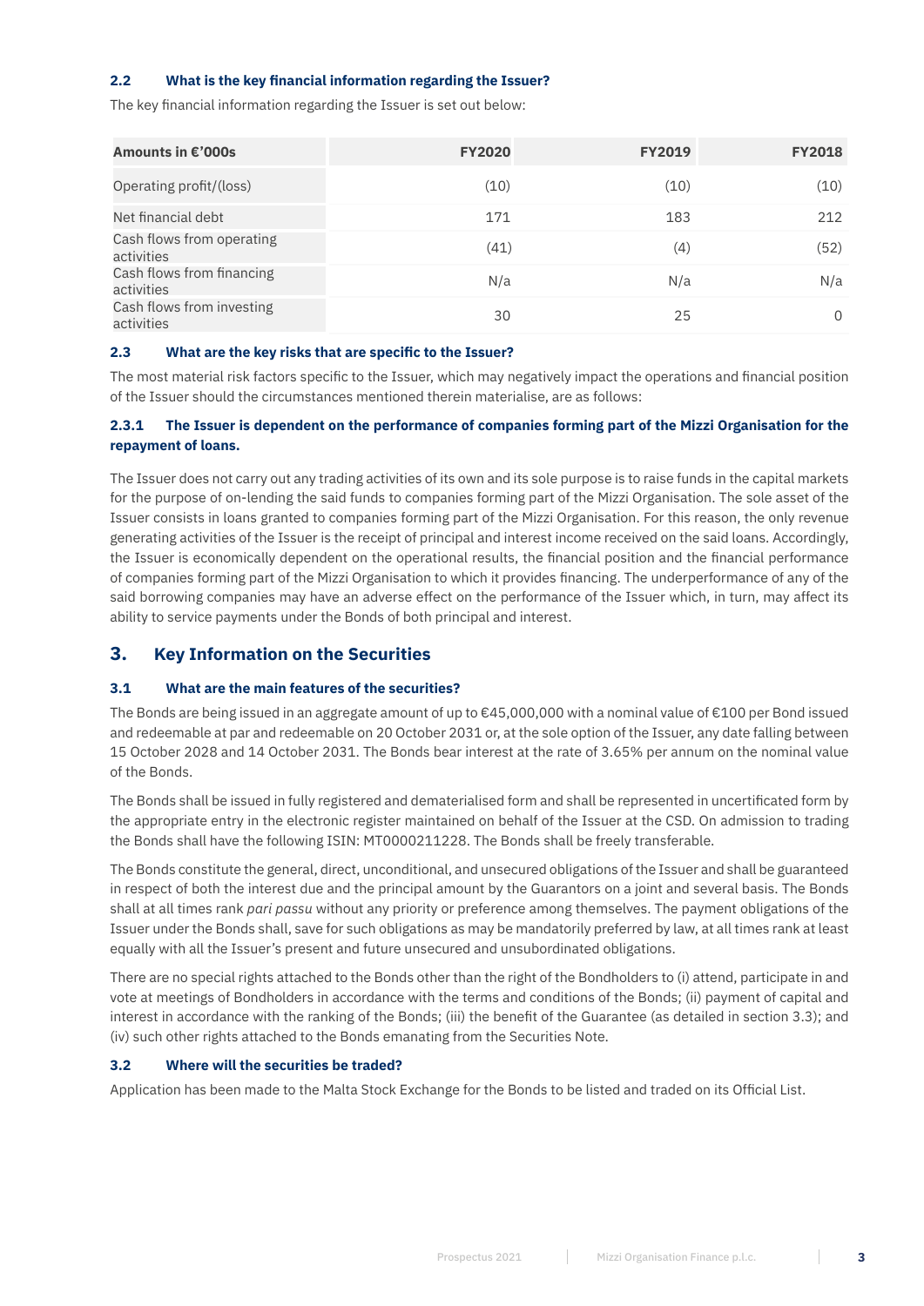### 2.2 What is the key financial information regarding the Issuer?

The key financial information regarding the Issuer is set out below:

| Amounts in €'000s | FY2020 | FY2019 | FY2018 |
|---|---|---|---|
| Operating profit/(loss) | (10) | (10) | (10) |
| Net financial debt | 171 | 183 | 212 |
| Cash flows from operating activities | (41) | (4) | (52) |
| Cash flows from financing activities | N/a | N/a | N/a |
| Cash flows from investing activities | 30 | 25 | 0 |

### 2.3 What are the key risks that are specific to the Issuer?

The most material risk factors specific to the Issuer, which may negatively impact the operations and financial position of the Issuer should the circumstances mentioned therein materialise, are as follows:

#### 2.3.1 The Issuer is dependent on the performance of companies forming part of the Mizzi Organisation for the repayment of loans.

The Issuer does not carry out any trading activities of its own and its sole purpose is to raise funds in the capital markets for the purpose of on-lending the said funds to companies forming part of the Mizzi Organisation. The sole asset of the Issuer consists in loans granted to companies forming part of the Mizzi Organisation. For this reason, the only revenue generating activities of the Issuer is the receipt of principal and interest income received on the said loans. Accordingly, the Issuer is economically dependent on the operational results, the financial position and the financial performance of companies forming part of the Mizzi Organisation to which it provides financing. The underperformance of any of the said borrowing companies may have an adverse effect on the performance of the Issuer which, in turn, may affect its ability to service payments under the Bonds of both principal and interest.

## 3. Key Information on the Securities

### 3.1 What are the main features of the securities?

The Bonds are being issued in an aggregate amount of up to €45,000,000 with a nominal value of €100 per Bond issued and redeemable at par and redeemable on 20 October 2031 or, at the sole option of the Issuer, any date falling between 15 October 2028 and 14 October 2031. The Bonds bear interest at the rate of 3.65% per annum on the nominal value of the Bonds.

The Bonds shall be issued in fully registered and dematerialised form and shall be represented in uncertificated form by the appropriate entry in the electronic register maintained on behalf of the Issuer at the CSD. On admission to trading the Bonds shall have the following ISIN: MT0000211228. The Bonds shall be freely transferable.

The Bonds constitute the general, direct, unconditional, and unsecured obligations of the Issuer and shall be guaranteed in respect of both the interest due and the principal amount by the Guarantors on a joint and several basis. The Bonds shall at all times rank *pari passu* without any priority or preference among themselves. The payment obligations of the Issuer under the Bonds shall, save for such obligations as may be mandatorily preferred by law, at all times rank at least equally with all the Issuer's present and future unsecured and unsubordinated obligations.

There are no special rights attached to the Bonds other than the right of the Bondholders to (i) attend, participate in and vote at meetings of Bondholders in accordance with the terms and conditions of the Bonds; (ii) payment of capital and interest in accordance with the ranking of the Bonds; (iii) the benefit of the Guarantee (as detailed in section 3.3); and (iv) such other rights attached to the Bonds emanating from the Securities Note.

### 3.2 Where will the securities be traded?

Application has been made to the Malta Stock Exchange for the Bonds to be listed and traded on its Official List.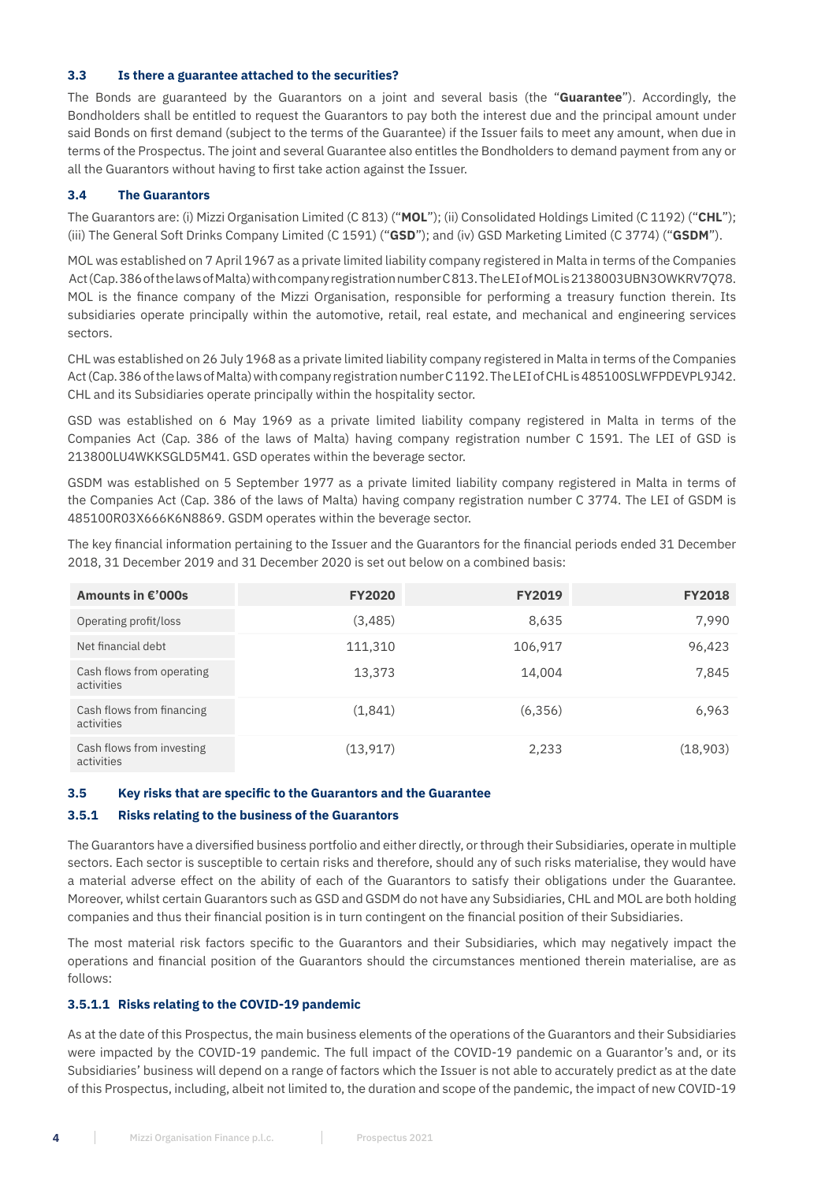### 3.3 Is there a guarantee attached to the securities?

The Bonds are guaranteed by the Guarantors on a joint and several basis (the "**Guarantee**"). Accordingly, the Bondholders shall be entitled to request the Guarantors to pay both the interest due and the principal amount under said Bonds on first demand (subject to the terms of the Guarantee) if the Issuer fails to meet any amount, when due in terms of the Prospectus. The joint and several Guarantee also entitles the Bondholders to demand payment from any or all the Guarantors without having to first take action against the Issuer.

### 3.4 The Guarantors

The Guarantors are: (i) Mizzi Organisation Limited (C 813) ("**MOL**"); (ii) Consolidated Holdings Limited (C 1192) ("**CHL**"); (iii) The General Soft Drinks Company Limited (C 1591) ("**GSD**"); and (iv) GSD Marketing Limited (C 3774) ("**GSDM**").

MOL was established on 7 April 1967 as a private limited liability company registered in Malta in terms of the Companies Act (Cap. 386 of the laws of Malta) with company registration number C 813. The LEI of MOL is 2138003UBN3OWKRV7Q78. MOL is the finance company of the Mizzi Organisation, responsible for performing a treasury function therein. Its subsidiaries operate principally within the automotive, retail, real estate, and mechanical and engineering services sectors.

CHL was established on 26 July 1968 as a private limited liability company registered in Malta in terms of the Companies Act (Cap. 386 of the laws of Malta) with company registration number C 1192. The LEI of CHL is 485100SLWFPDEVPL9J42. CHL and its Subsidiaries operate principally within the hospitality sector.

GSD was established on 6 May 1969 as a private limited liability company registered in Malta in terms of the Companies Act (Cap. 386 of the laws of Malta) having company registration number C 1591. The LEI of GSD is 213800LU4WKKSGLD5M41. GSD operates within the beverage sector.

GSDM was established on 5 September 1977 as a private limited liability company registered in Malta in terms of the Companies Act (Cap. 386 of the laws of Malta) having company registration number C 3774. The LEI of GSDM is 485100R03X666K6N8869. GSDM operates within the beverage sector.

The key financial information pertaining to the Issuer and the Guarantors for the financial periods ended 31 December 2018, 31 December 2019 and 31 December 2020 is set out below on a combined basis:

| Amounts in €'000s | FY2020 | FY2019 | FY2018 |
|---|---|---|---|
| Operating profit/loss | (3,485) | 8,635 | 7,990 |
| Net financial debt | 111,310 | 106,917 | 96,423 |
| Cash flows from operating activities | 13,373 | 14,004 | 7,845 |
| Cash flows from financing activities | (1,841) | (6,356) | 6,963 |
| Cash flows from investing activities | (13,917) | 2,233 | (18,903) |

### 3.5 Key risks that are specific to the Guarantors and the Guarantee

#### 3.5.1 Risks relating to the business of the Guarantors

The Guarantors have a diversified business portfolio and either directly, or through their Subsidiaries, operate in multiple sectors. Each sector is susceptible to certain risks and therefore, should any of such risks materialise, they would have a material adverse effect on the ability of each of the Guarantors to satisfy their obligations under the Guarantee. Moreover, whilst certain Guarantors such as GSD and GSDM do not have any Subsidiaries, CHL and MOL are both holding companies and thus their financial position is in turn contingent on the financial position of their Subsidiaries.

The most material risk factors specific to the Guarantors and their Subsidiaries, which may negatively impact the operations and financial position of the Guarantors should the circumstances mentioned therein materialise, are as follows:

##### 3.5.1.1 Risks relating to the COVID-19 pandemic

As at the date of this Prospectus, the main business elements of the operations of the Guarantors and their Subsidiaries were impacted by the COVID-19 pandemic. The full impact of the COVID-19 pandemic on a Guarantor's and, or its Subsidiaries' business will depend on a range of factors which the Issuer is not able to accurately predict as at the date of this Prospectus, including, albeit not limited to, the duration and scope of the pandemic, the impact of new COVID-19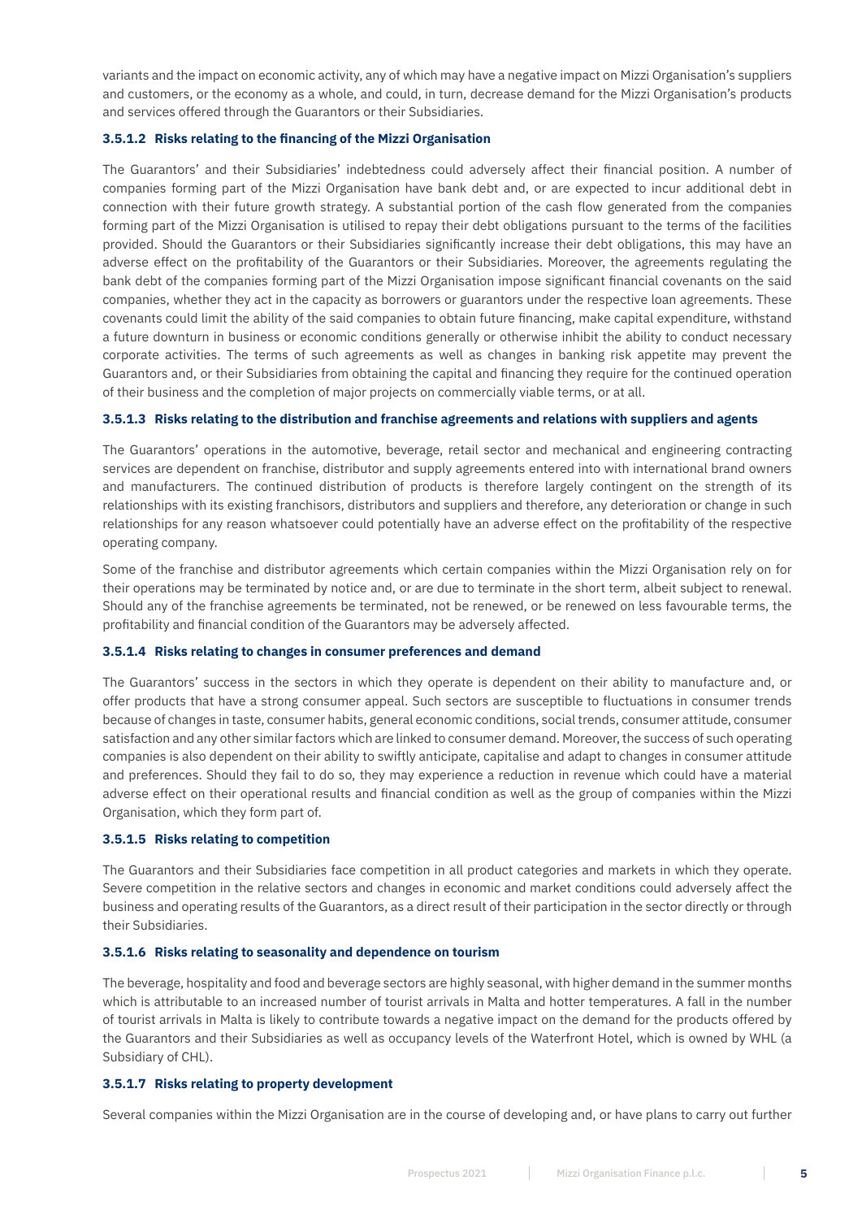variants and the impact on economic activity, any of which may have a negative impact on Mizzi Organisation's suppliers and customers, or the economy as a whole, and could, in turn, decrease demand for the Mizzi Organisation's products and services offered through the Guarantors or their Subsidiaries.

#### 3.5.1.2 Risks relating to the financing of the Mizzi Organisation

The Guarantors' and their Subsidiaries' indebtedness could adversely affect their financial position. A number of companies forming part of the Mizzi Organisation have bank debt and, or are expected to incur additional debt in connection with their future growth strategy. A substantial portion of the cash flow generated from the companies forming part of the Mizzi Organisation is utilised to repay their debt obligations pursuant to the terms of the facilities provided. Should the Guarantors or their Subsidiaries significantly increase their debt obligations, this may have an adverse effect on the profitability of the Guarantors or their Subsidiaries. Moreover, the agreements regulating the bank debt of the companies forming part of the Mizzi Organisation impose significant financial covenants on the said companies, whether they act in the capacity as borrowers or guarantors under the respective loan agreements. These covenants could limit the ability of the said companies to obtain future financing, make capital expenditure, withstand a future downturn in business or economic conditions generally or otherwise inhibit the ability to conduct necessary corporate activities. The terms of such agreements as well as changes in banking risk appetite may prevent the Guarantors and, or their Subsidiaries from obtaining the capital and financing they require for the continued operation of their business and the completion of major projects on commercially viable terms, or at all.

#### 3.5.1.3 Risks relating to the distribution and franchise agreements and relations with suppliers and agents

The Guarantors' operations in the automotive, beverage, retail sector and mechanical and engineering contracting services are dependent on franchise, distributor and supply agreements entered into with international brand owners and manufacturers. The continued distribution of products is therefore largely contingent on the strength of its relationships with its existing franchisors, distributors and suppliers and therefore, any deterioration or change in such relationships for any reason whatsoever could potentially have an adverse effect on the profitability of the respective operating company.

Some of the franchise and distributor agreements which certain companies within the Mizzi Organisation rely on for their operations may be terminated by notice and, or are due to terminate in the short term, albeit subject to renewal. Should any of the franchise agreements be terminated, not be renewed, or be renewed on less favourable terms, the profitability and financial condition of the Guarantors may be adversely affected.

#### 3.5.1.4 Risks relating to changes in consumer preferences and demand

The Guarantors' success in the sectors in which they operate is dependent on their ability to manufacture and, or offer products that have a strong consumer appeal. Such sectors are susceptible to fluctuations in consumer trends because of changes in taste, consumer habits, general economic conditions, social trends, consumer attitude, consumer satisfaction and any other similar factors which are linked to consumer demand. Moreover, the success of such operating companies is also dependent on their ability to swiftly anticipate, capitalise and adapt to changes in consumer attitude and preferences. Should they fail to do so, they may experience a reduction in revenue which could have a material adverse effect on their operational results and financial condition as well as the group of companies within the Mizzi Organisation, which they form part of.

#### 3.5.1.5 Risks relating to competition

The Guarantors and their Subsidiaries face competition in all product categories and markets in which they operate. Severe competition in the relative sectors and changes in economic and market conditions could adversely affect the business and operating results of the Guarantors, as a direct result of their participation in the sector directly or through their Subsidiaries.

#### 3.5.1.6 Risks relating to seasonality and dependence on tourism

The beverage, hospitality and food and beverage sectors are highly seasonal, with higher demand in the summer months which is attributable to an increased number of tourist arrivals in Malta and hotter temperatures. A fall in the number of tourist arrivals in Malta is likely to contribute towards a negative impact on the demand for the products offered by the Guarantors and their Subsidiaries as well as occupancy levels of the Waterfront Hotel, which is owned by WHL (a Subsidiary of CHL).

#### 3.5.1.7 Risks relating to property development

Several companies within the Mizzi Organisation are in the course of developing and, or have plans to carry out further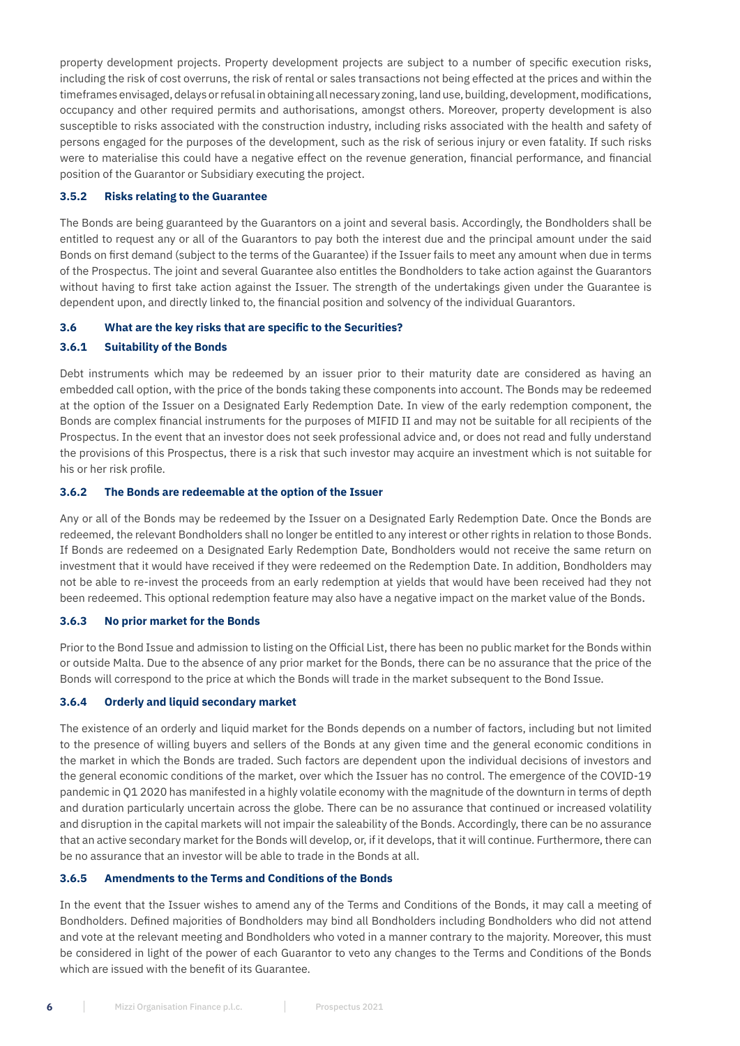property development projects. Property development projects are subject to a number of specific execution risks, including the risk of cost overruns, the risk of rental or sales transactions not being effected at the prices and within the timeframes envisaged, delays or refusal in obtaining all necessary zoning, land use, building, development, modifications, occupancy and other required permits and authorisations, amongst others. Moreover, property development is also susceptible to risks associated with the construction industry, including risks associated with the health and safety of persons engaged for the purposes of the development, such as the risk of serious injury or even fatality. If such risks were to materialise this could have a negative effect on the revenue generation, financial performance, and financial position of the Guarantor or Subsidiary executing the project.

### 3.5.2 Risks relating to the Guarantee

The Bonds are being guaranteed by the Guarantors on a joint and several basis. Accordingly, the Bondholders shall be entitled to request any or all of the Guarantors to pay both the interest due and the principal amount under the said Bonds on first demand (subject to the terms of the Guarantee) if the Issuer fails to meet any amount when due in terms of the Prospectus. The joint and several Guarantee also entitles the Bondholders to take action against the Guarantors without having to first take action against the Issuer. The strength of the undertakings given under the Guarantee is dependent upon, and directly linked to, the financial position and solvency of the individual Guarantors.

## 3.6 What are the key risks that are specific to the Securities?

### 3.6.1 Suitability of the Bonds

Debt instruments which may be redeemed by an issuer prior to their maturity date are considered as having an embedded call option, with the price of the bonds taking these components into account. The Bonds may be redeemed at the option of the Issuer on a Designated Early Redemption Date. In view of the early redemption component, the Bonds are complex financial instruments for the purposes of MIFID II and may not be suitable for all recipients of the Prospectus. In the event that an investor does not seek professional advice and, or does not read and fully understand the provisions of this Prospectus, there is a risk that such investor may acquire an investment which is not suitable for his or her risk profile.

### 3.6.2 The Bonds are redeemable at the option of the Issuer

Any or all of the Bonds may be redeemed by the Issuer on a Designated Early Redemption Date. Once the Bonds are redeemed, the relevant Bondholders shall no longer be entitled to any interest or other rights in relation to those Bonds. If Bonds are redeemed on a Designated Early Redemption Date, Bondholders would not receive the same return on investment that it would have received if they were redeemed on the Redemption Date. In addition, Bondholders may not be able to re-invest the proceeds from an early redemption at yields that would have been received had they not been redeemed. This optional redemption feature may also have a negative impact on the market value of the Bonds.

### 3.6.3 No prior market for the Bonds

Prior to the Bond Issue and admission to listing on the Official List, there has been no public market for the Bonds within or outside Malta. Due to the absence of any prior market for the Bonds, there can be no assurance that the price of the Bonds will correspond to the price at which the Bonds will trade in the market subsequent to the Bond Issue.

### 3.6.4 Orderly and liquid secondary market

The existence of an orderly and liquid market for the Bonds depends on a number of factors, including but not limited to the presence of willing buyers and sellers of the Bonds at any given time and the general economic conditions in the market in which the Bonds are traded. Such factors are dependent upon the individual decisions of investors and the general economic conditions of the market, over which the Issuer has no control. The emergence of the COVID-19 pandemic in Q1 2020 has manifested in a highly volatile economy with the magnitude of the downturn in terms of depth and duration particularly uncertain across the globe. There can be no assurance that continued or increased volatility and disruption in the capital markets will not impair the saleability of the Bonds. Accordingly, there can be no assurance that an active secondary market for the Bonds will develop, or, if it develops, that it will continue. Furthermore, there can be no assurance that an investor will be able to trade in the Bonds at all.

### 3.6.5 Amendments to the Terms and Conditions of the Bonds

In the event that the Issuer wishes to amend any of the Terms and Conditions of the Bonds, it may call a meeting of Bondholders. Defined majorities of Bondholders may bind all Bondholders including Bondholders who did not attend and vote at the relevant meeting and Bondholders who voted in a manner contrary to the majority. Moreover, this must be considered in light of the power of each Guarantor to veto any changes to the Terms and Conditions of the Bonds which are issued with the benefit of its Guarantee.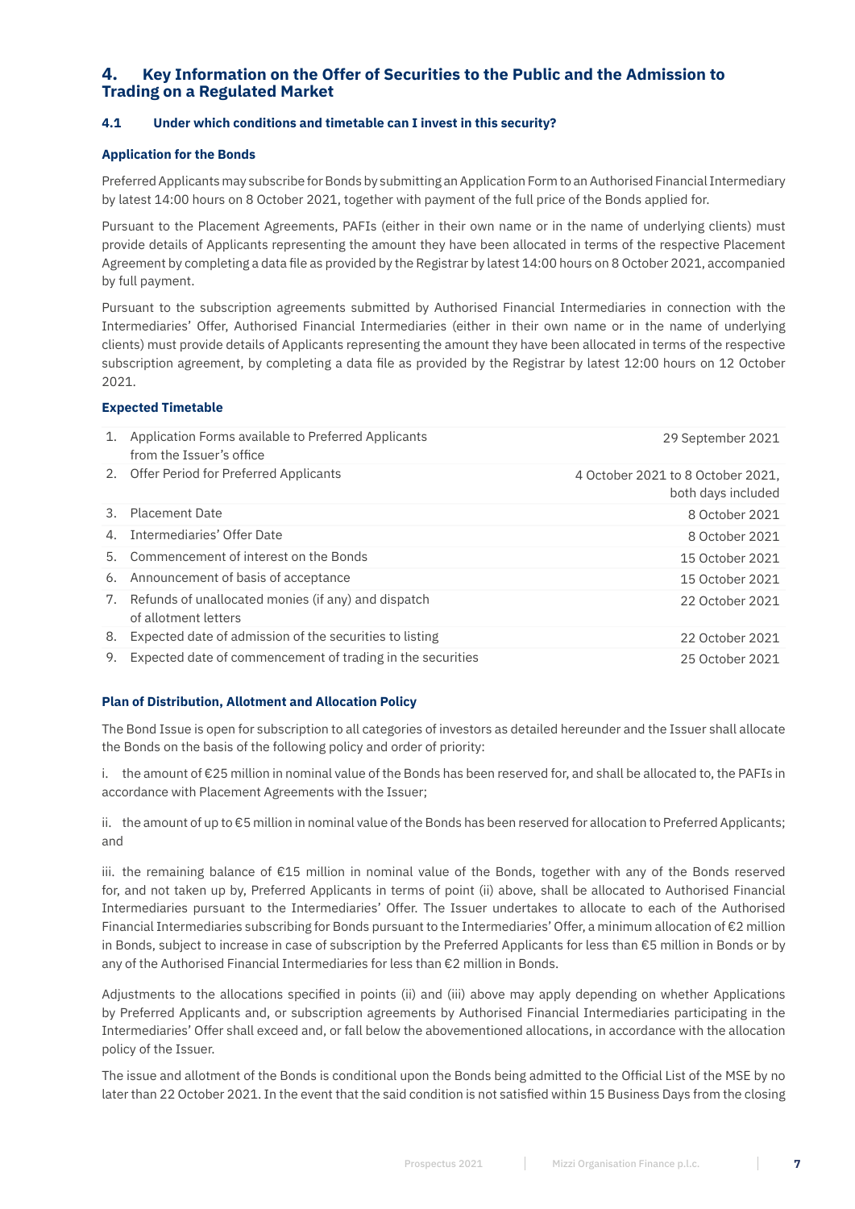## 4. Key Information on the Offer of Securities to the Public and the Admission to Trading on a Regulated Market

### 4.1 Under which conditions and timetable can I invest in this security?

**Application for the Bonds**

Preferred Applicants may subscribe for Bonds by submitting an Application Form to an Authorised Financial Intermediary by latest 14:00 hours on 8 October 2021, together with payment of the full price of the Bonds applied for.

Pursuant to the Placement Agreements, PAFIs (either in their own name or in the name of underlying clients) must provide details of Applicants representing the amount they have been allocated in terms of the respective Placement Agreement by completing a data file as provided by the Registrar by latest 14:00 hours on 8 October 2021, accompanied by full payment.

Pursuant to the subscription agreements submitted by Authorised Financial Intermediaries in connection with the Intermediaries' Offer, Authorised Financial Intermediaries (either in their own name or in the name of underlying clients) must provide details of Applicants representing the amount they have been allocated in terms of the respective subscription agreement, by completing a data file as provided by the Registrar by latest 12:00 hours on 12 October 2021.

**Expected Timetable**

| | | |
|---|---|---|
| 1. | Application Forms available to Preferred Applicants from the Issuer's office | 29 September 2021 |
| 2. | Offer Period for Preferred Applicants | 4 October 2021 to 8 October 2021, both days included |
| 3. | Placement Date | 8 October 2021 |
| 4. | Intermediaries' Offer Date | 8 October 2021 |
| 5. | Commencement of interest on the Bonds | 15 October 2021 |
| 6. | Announcement of basis of acceptance | 15 October 2021 |
| 7. | Refunds of unallocated monies (if any) and dispatch of allotment letters | 22 October 2021 |
| 8. | Expected date of admission of the securities to listing | 22 October 2021 |
| 9. | Expected date of commencement of trading in the securities | 25 October 2021 |

**Plan of Distribution, Allotment and Allocation Policy**

The Bond Issue is open for subscription to all categories of investors as detailed hereunder and the Issuer shall allocate the Bonds on the basis of the following policy and order of priority:

i. the amount of €25 million in nominal value of the Bonds has been reserved for, and shall be allocated to, the PAFIs in accordance with Placement Agreements with the Issuer;

ii. the amount of up to €5 million in nominal value of the Bonds has been reserved for allocation to Preferred Applicants; and

iii. the remaining balance of €15 million in nominal value of the Bonds, together with any of the Bonds reserved for, and not taken up by, Preferred Applicants in terms of point (ii) above, shall be allocated to Authorised Financial Intermediaries pursuant to the Intermediaries' Offer. The Issuer undertakes to allocate to each of the Authorised Financial Intermediaries subscribing for Bonds pursuant to the Intermediaries' Offer, a minimum allocation of €2 million in Bonds, subject to increase in case of subscription by the Preferred Applicants for less than €5 million in Bonds or by any of the Authorised Financial Intermediaries for less than €2 million in Bonds.

Adjustments to the allocations specified in points (ii) and (iii) above may apply depending on whether Applications by Preferred Applicants and, or subscription agreements by Authorised Financial Intermediaries participating in the Intermediaries' Offer shall exceed and, or fall below the abovementioned allocations, in accordance with the allocation policy of the Issuer.

The issue and allotment of the Bonds is conditional upon the Bonds being admitted to the Official List of the MSE by no later than 22 October 2021. In the event that the said condition is not satisfied within 15 Business Days from the closing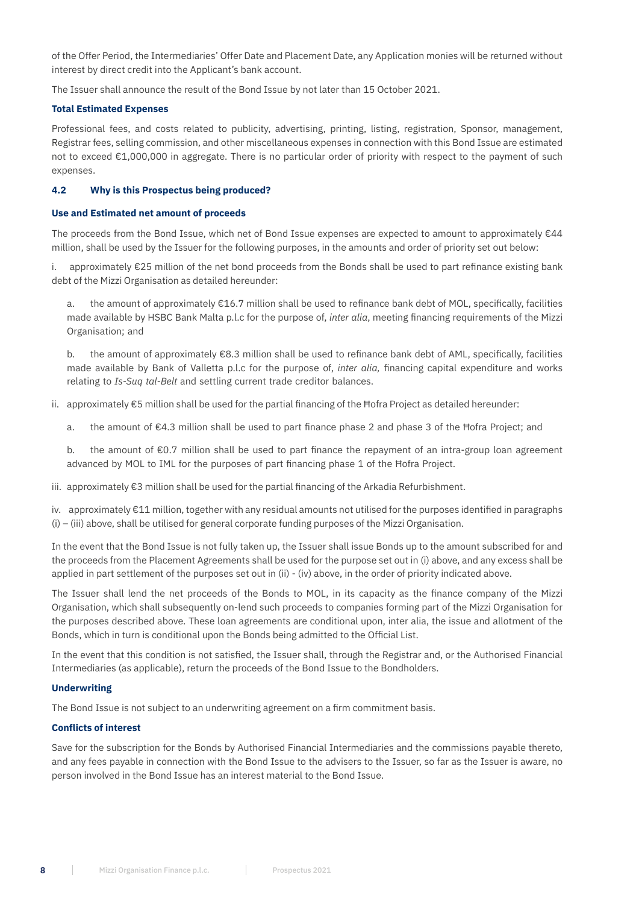of the Offer Period, the Intermediaries' Offer Date and Placement Date, any Application monies will be returned without interest by direct credit into the Applicant's bank account.

The Issuer shall announce the result of the Bond Issue by not later than 15 October 2021.

**Total Estimated Expenses**

Professional fees, and costs related to publicity, advertising, printing, listing, registration, Sponsor, management, Registrar fees, selling commission, and other miscellaneous expenses in connection with this Bond Issue are estimated not to exceed €1,000,000 in aggregate. There is no particular order of priority with respect to the payment of such expenses.

### 4.2 Why is this Prospectus being produced?

**Use and Estimated net amount of proceeds**

The proceeds from the Bond Issue, which net of Bond Issue expenses are expected to amount to approximately €44 million, shall be used by the Issuer for the following purposes, in the amounts and order of priority set out below:

i. approximately €25 million of the net bond proceeds from the Bonds shall be used to part refinance existing bank debt of the Mizzi Organisation as detailed hereunder:

   a. the amount of approximately €16.7 million shall be used to refinance bank debt of MOL, specifically, facilities made available by HSBC Bank Malta p.l.c for the purpose of, *inter alia*, meeting financing requirements of the Mizzi Organisation; and

   b. the amount of approximately €8.3 million shall be used to refinance bank debt of AML, specifically, facilities made available by Bank of Valletta p.l.c for the purpose of, *inter alia,* financing capital expenditure and works relating to *Is-Suq tal-Belt* and settling current trade creditor balances.

ii. approximately €5 million shall be used for the partial financing of the Ħofra Project as detailed hereunder:

   a. the amount of €4.3 million shall be used to part finance phase 2 and phase 3 of the Ħofra Project; and

   b. the amount of €0.7 million shall be used to part finance the repayment of an intra-group loan agreement advanced by MOL to IML for the purposes of part financing phase 1 of the Ħofra Project.

iii. approximately €3 million shall be used for the partial financing of the Arkadia Refurbishment.

iv. approximately €11 million, together with any residual amounts not utilised for the purposes identified in paragraphs (i) – (iii) above, shall be utilised for general corporate funding purposes of the Mizzi Organisation.

In the event that the Bond Issue is not fully taken up, the Issuer shall issue Bonds up to the amount subscribed for and the proceeds from the Placement Agreements shall be used for the purpose set out in (i) above, and any excess shall be applied in part settlement of the purposes set out in (ii) - (iv) above, in the order of priority indicated above.

The Issuer shall lend the net proceeds of the Bonds to MOL, in its capacity as the finance company of the Mizzi Organisation, which shall subsequently on-lend such proceeds to companies forming part of the Mizzi Organisation for the purposes described above. These loan agreements are conditional upon, inter alia, the issue and allotment of the Bonds, which in turn is conditional upon the Bonds being admitted to the Official List.

In the event that this condition is not satisfied, the Issuer shall, through the Registrar and, or the Authorised Financial Intermediaries (as applicable), return the proceeds of the Bond Issue to the Bondholders.

**Underwriting**

The Bond Issue is not subject to an underwriting agreement on a firm commitment basis.

**Conflicts of interest**

Save for the subscription for the Bonds by Authorised Financial Intermediaries and the commissions payable thereto, and any fees payable in connection with the Bond Issue to the advisers to the Issuer, so far as the Issuer is aware, no person involved in the Bond Issue has an interest material to the Bond Issue.